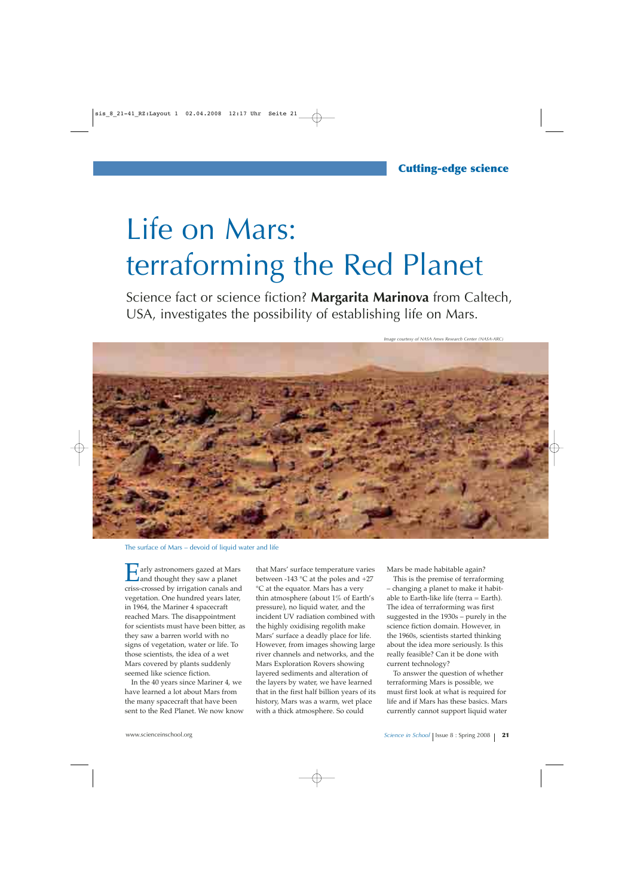Cutting-edge science

# Life on Mars: terraforming the Red Planet

Science fact or science fiction? **Margarita Marinova** from Caltech, USA, investigates the possibility of establishing life on Mars.

*Image courtesy of NASA Ames Research Center (NASA-ARC)*

The surface of Mars – devoid of liquid water and life

Early astronomers gazed at Mars and thought they saw a planet criss-crossed by irrigation canals and vegetation. One hundred years later, in 1964, the Mariner 4 spacecraft reached Mars. The disappointment for scientists must have been bitter, as they saw a barren world with no signs of vegetation, water or life. To those scientists, the idea of a wet Mars covered by plants suddenly seemed like science fiction.

In the 40 years since Mariner 4, we have learned a lot about Mars from the many spacecraft that have been sent to the Red Planet. We now know that Mars' surface temperature varies between -143 °C at the poles and +27 °C at the equator. Mars has a very thin atmosphere (about 1% of Earth's pressure), no liquid water, and the incident UV radiation combined with the highly oxidising regolith make Mars' surface a deadly place for life. However, from images showing large river channels and networks, and the Mars Exploration Rovers showing layered sediments and alteration of the layers by water, we have learned that in the first half billion years of its history, Mars was a warm, wet place with a thick atmosphere. So could Mars be made habitable again?

This is the premise of terraforming – changing a planet to make it habitable to Earth-like life (terra = Earth). The idea of terraforming was first suggested in the 1930s – purely in the science fiction domain. However, in the 1960s, scientists started thinking about the idea more seriously. Is this really feasible? Can it be done with current technology?

To answer the question of whether terraforming Mars is possible, we must first look at what is required for life and if Mars has these basics. Mars currently cannot support liquid water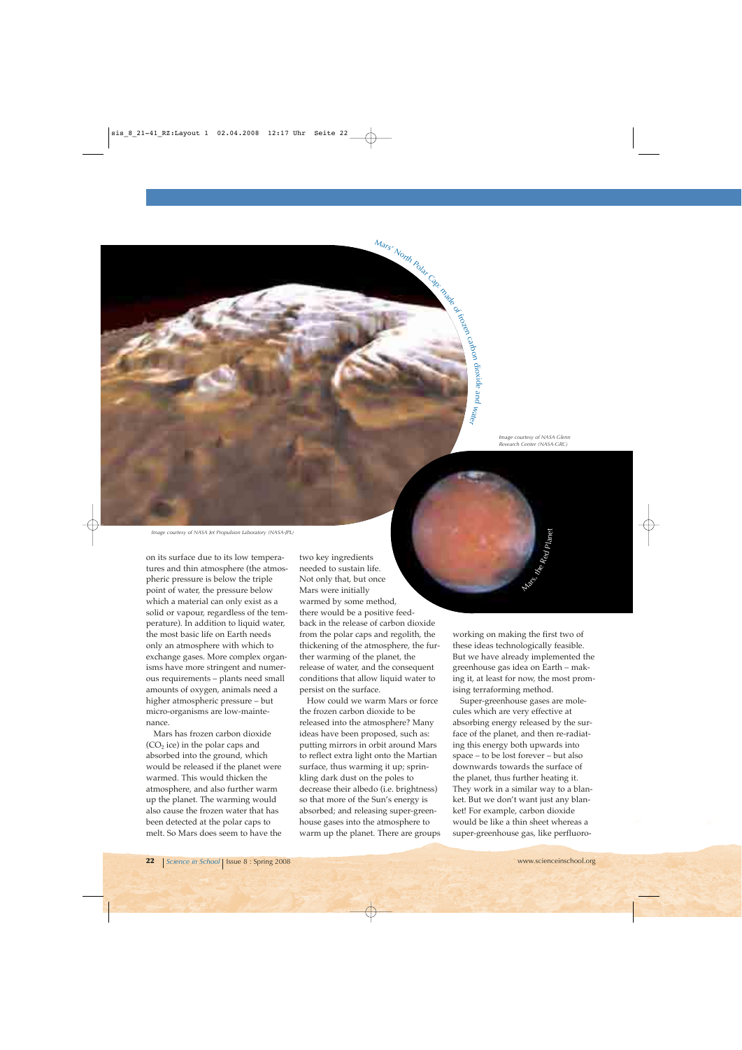Mars' North Polar Cap: made of frozen carbon dioxide and water

Image courtesy of NASA Jet Propulsion Laboratory (NASA-JPL)

Image courtesy of NASA Glenn Research Center (NASA-GRC)

Mars, the Red Planet

on its surface due to its low temperatures and thin atmosphere (the atmospheric pressure is below the triple point of water, the pressure below which a material can only exist as a solid or vapour, regardless of the temperature). In addition to liquid water, the most basic life on Earth needs only an atmosphere with which to exchange gases. More complex organisms have more stringent and numerous requirements – plants need small amounts of oxygen, animals need a higher atmospheric pressure – but micro-organisms are low-maintenance.

Mars has frozen carbon dioxide ($CO_2$ ice) in the polar caps and absorbed into the ground, which would be released if the planet were warmed. This would thicken the atmosphere, and also further warm up the planet. The warming would also cause the frozen water that has been detected at the polar caps to melt. So Mars does seem to have the two key ingredients needed to sustain life. Not only that, but once Mars were initially warmed by some method, there would be a positive feedback in the release of carbon dioxide from the polar caps and regolith, the thickening of the atmosphere, the further warming of the planet, the release of water, and the consequent conditions that allow liquid water to persist on the surface.

How could we warm Mars or force the frozen carbon dioxide to be released into the atmosphere? Many ideas have been proposed, such as: putting mirrors in orbit around Mars to reflect extra light onto the Martian surface, thus warming it up; sprinkling dark dust on the poles to decrease their albedo (i.e. brightness) so that more of the Sun's energy is absorbed; and releasing super-greenhouse gases into the atmosphere to warm up the planet. There are groups working on making the first two of these ideas technologically feasible. But we have already implemented the greenhouse gas idea on Earth – making it, at least for now, the most promising terraforming method.

Super-greenhouse gases are molecules which are very effective at absorbing energy released by the surface of the planet, and then re-radiating this energy both upwards into space – to be lost forever – but also downwards towards the surface of the planet, thus further heating it. They work in a similar way to a blanket. But we don't want just any blanket! For example, carbon dioxide would be like a thin sheet whereas a super-greenhouse gas, like perfluoro-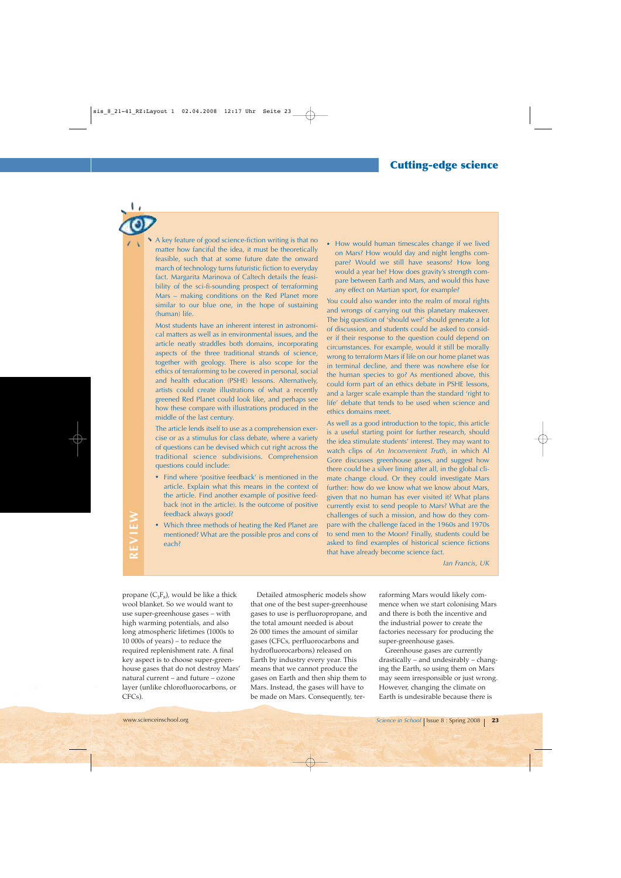## REVIEW

A key feature of good science-fiction writing is that no matter how fanciful the idea, it must be theoretically feasible, such that at some future date the onward march of technology turns futuristic fiction to everyday fact. Margarita Marinova of Caltech details the feasibility of the sci-fi-sounding prospect of terraforming Mars – making conditions on the Red Planet more similar to our blue one, in the hope of sustaining (human) life.

Most students have an inherent interest in astronomical matters as well as in environmental issues, and the article neatly straddles both domains, incorporating aspects of the three traditional strands of science, together with geology. There is also scope for the ethics of terraforming to be covered in personal, social and health education (PSHE) lessons. Alternatively, artists could create illustrations of what a recently greened Red Planet could look like, and perhaps see how these compare with illustrations produced in the middle of the last century.

The article lends itself to use as a comprehension exercise or as a stimulus for class debate, where a variety of questions can be devised which cut right across the traditional science subdivisions. Comprehension questions could include:

- Find where 'positive feedback' is mentioned in the article. Explain what this means in the context of the article. Find another example of positive feedback (not in the article). Is the outcome of positive feedback always good?
- Which three methods of heating the Red Planet are mentioned? What are the possible pros and cons of each?
- How would human timescales change if we lived on Mars? How would day and night lengths compare? Would we still have seasons? How long would a year be? How does gravity's strength compare between Earth and Mars, and would this have any effect on Martian sport, for example?

You could also wander into the realm of moral rights and wrongs of carrying out this planetary makeover. The big question of 'should we?' should generate a lot of discussion, and students could be asked to consider if their response to the question could depend on circumstances. For example, would it still be morally wrong to terraform Mars if life on our home planet was in terminal decline, and there was nowhere else for the human species to go? As mentioned above, this could form part of an ethics debate in PSHE lessons, and a larger scale example than the standard 'right to life' debate that tends to be used when science and ethics domains meet.

As well as a good introduction to the topic, this article is a useful starting point for further research, should the idea stimulate students' interest. They may want to watch clips of *An Inconvenient Truth*, in which Al Gore discusses greenhouse gases, and suggest how there could be a silver lining after all, in the global climate change cloud. Or they could investigate Mars further: how do we know what we know about Mars, given that no human has ever visited it? What plans currently exist to send people to Mars? What are the challenges of such a mission, and how do they compare with the challenge faced in the 1960s and 1970s to send men to the Moon? Finally, students could be asked to find examples of historical science fictions that have already become science fact.

*Ian Francis, UK*

propane ($C_3F_8$), would be like a thick wool blanket. So we would want to use super-greenhouse gases – with high warming potentials, and also long atmospheric lifetimes (1000s to 10 000s of years) – to reduce the required replenishment rate. A final key aspect is to choose super-greenhouse gases that do not destroy Mars' natural current – and future – ozone layer (unlike chlorofluorocarbons, or CFCs).

Detailed atmospheric models show that one of the best super-greenhouse gases to use is perfluoropropane, and the total amount needed is about 26 000 times the amount of similar gases (CFCs, perfluorocarbons and hydrofluorocarbons) released on Earth by industry every year. This means that we cannot produce the gases on Earth and then ship them to Mars. Instead, the gases will have to be made on Mars. Consequently, terraforming Mars would likely commence when we start colonising Mars and there is both the incentive and the industrial power to create the factories necessary for producing the super-greenhouse gases.

Greenhouse gases are currently drastically – and undesirably – changing the Earth, so using them on Mars may seem irresponsible or just wrong. However, changing the climate on Earth is undesirable because there is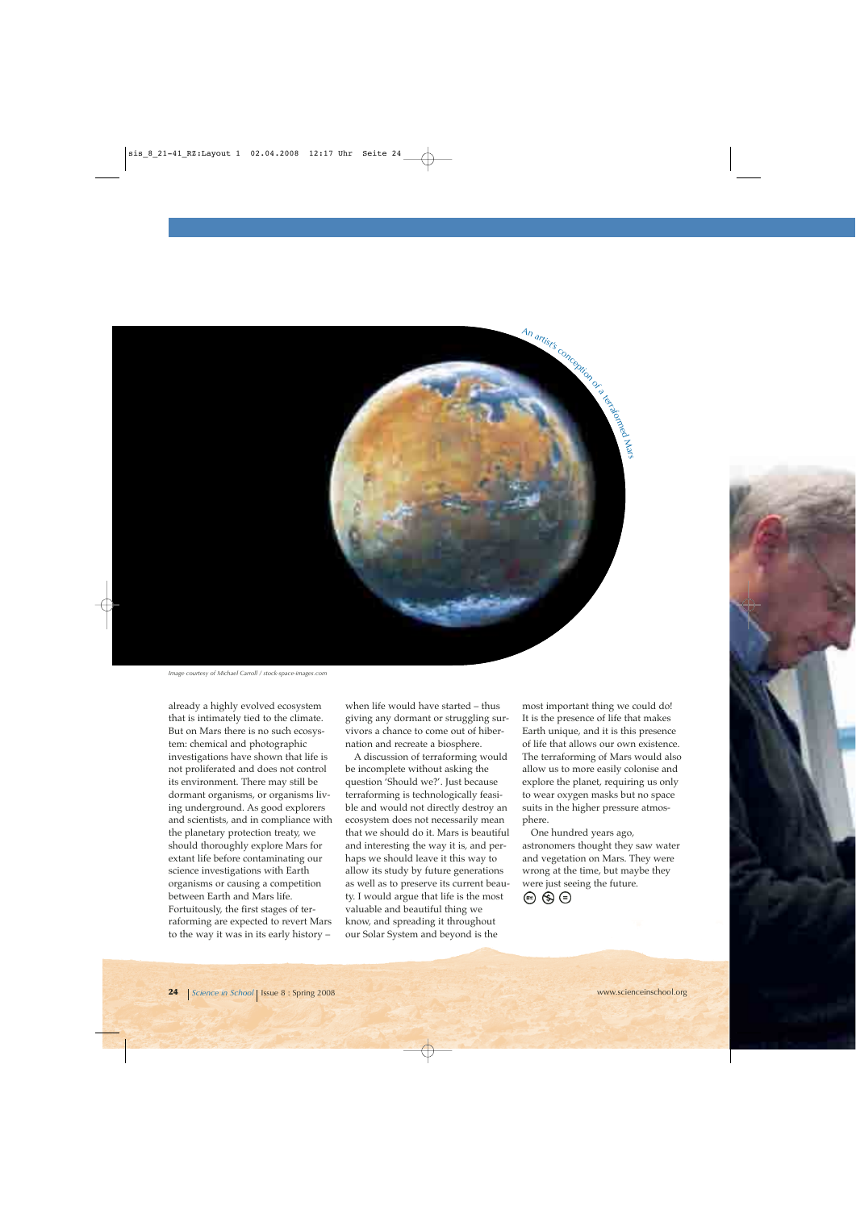An artist's conception of a terraformed Mars

Image courtesy of Michael Carroll / stock-space-images.com

already a highly evolved ecosystem that is intimately tied to the climate. But on Mars there is no such ecosystem: chemical and photographic investigations have shown that life is not proliferated and does not control its environment. There may still be dormant organisms, or organisms living underground. As good explorers and scientists, and in compliance with the planetary protection treaty, we should thoroughly explore Mars for extant life before contaminating our science investigations with Earth organisms or causing a competition between Earth and Mars life. Fortuitously, the first stages of terraforming are expected to revert Mars to the way it was in its early history – when life would have started – thus giving any dormant or struggling survivors a chance to come out of hibernation and recreate a biosphere.

A discussion of terraforming would be incomplete without asking the question 'Should we?'. Just because terraforming is technologically feasible and would not directly destroy an ecosystem does not necessarily mean that we should do it. Mars is beautiful and interesting the way it is, and perhaps we should leave it this way to allow its study by future generations as well as to preserve its current beauty. I would argue that life is the most valuable and beautiful thing we know, and spreading it throughout our Solar System and beyond is the most important thing we could do! It is the presence of life that makes Earth unique, and it is this presence of life that allows our own existence. The terraforming of Mars would also allow us to more easily colonise and explore the planet, requiring us only to wear oxygen masks but no space suits in the higher pressure atmosphere.

One hundred years ago, astronomers thought they saw water and vegetation on Mars. They were wrong at the time, but maybe they were just seeing the future.